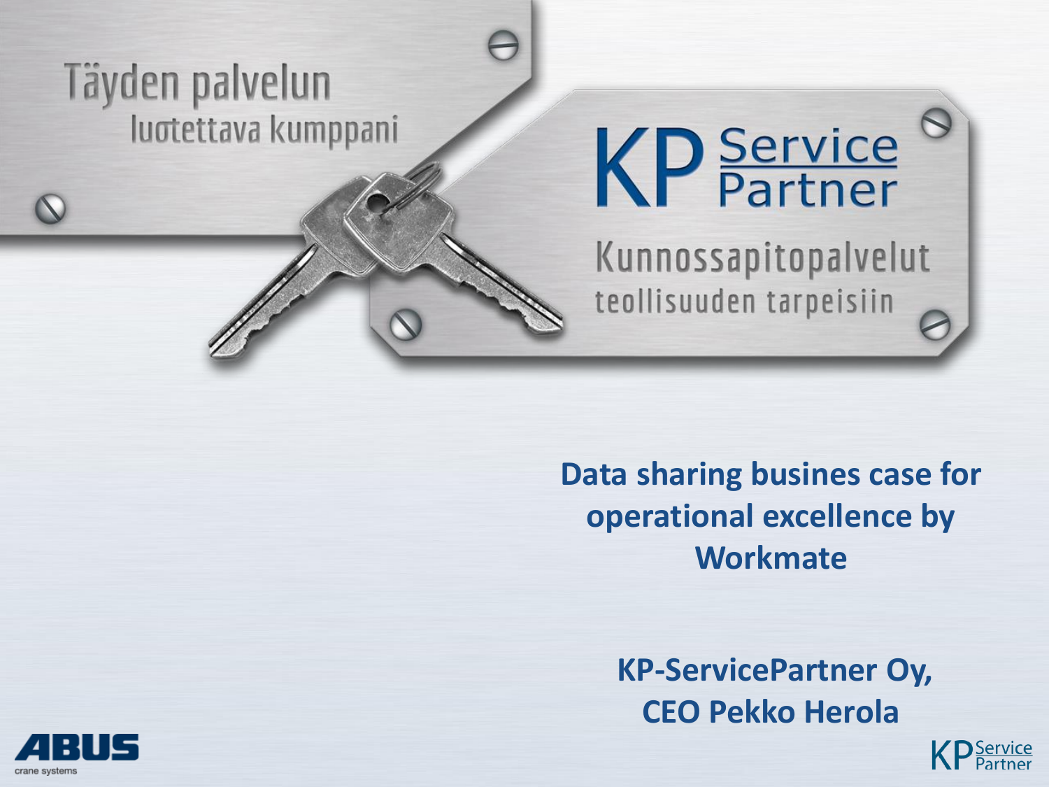Täyden palvelun
luotettava kumppani

KP Service Partner

Kunnossapitopalvelut
teollisuuden tarpeisiin

# Data sharing busines case for operational excellence by Workmate

**KP-ServicePartner Oy,**
**CEO Pekko Herola**

ABUS crane systems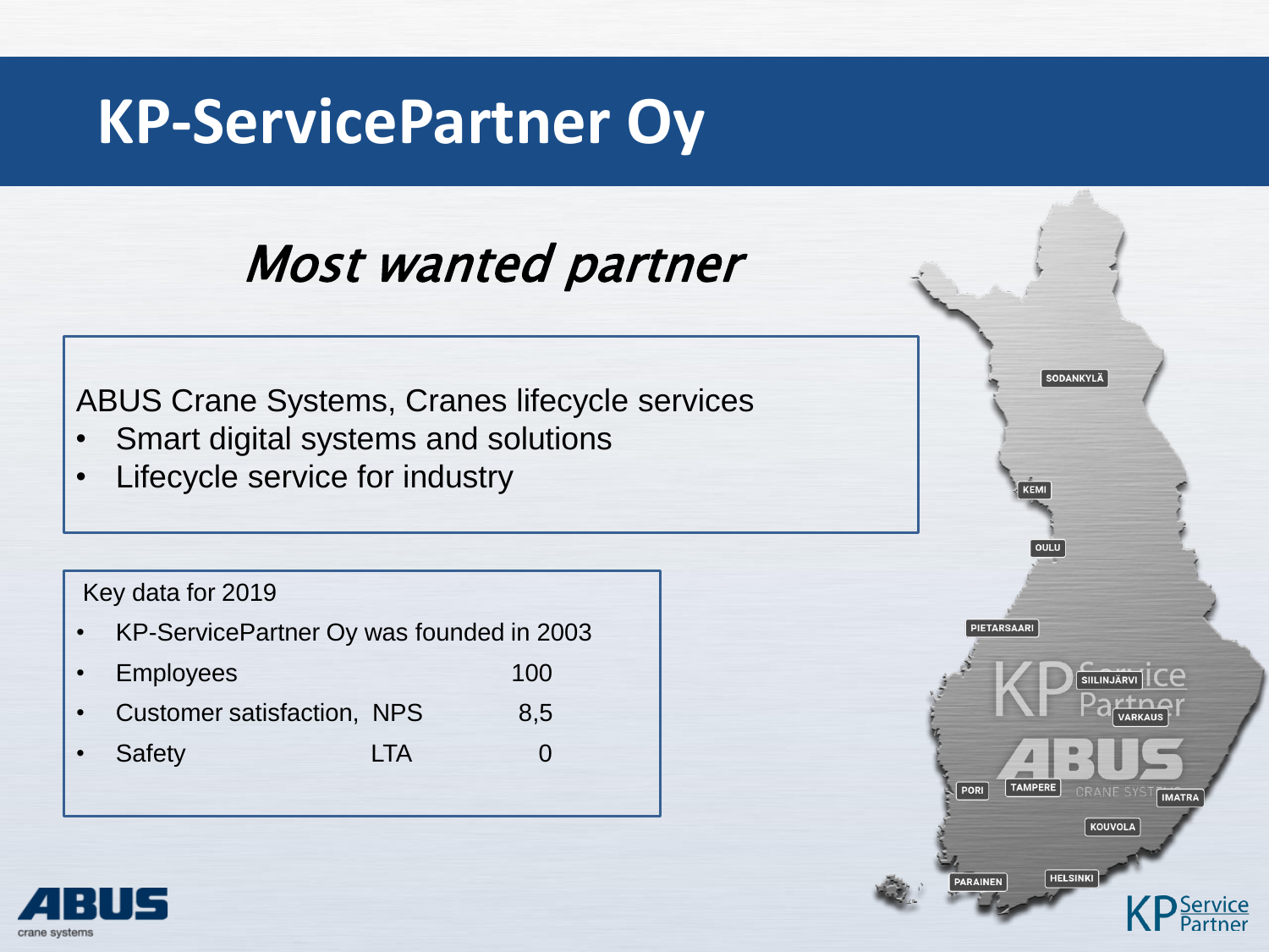# KP-ServicePartner Oy

## *Most wanted partner*

ABUS Crane Systems, Cranes lifecycle services

- Smart digital systems and solutions
- Lifecycle service for industry

Key data for 2019

- KP-ServicePartner Oy was founded in 2003
- Employees 100
- Customer satisfaction, NPS 8,5
- Safety LTA 0

SODANKYLÄ
KEMI
OULU
PIETARSAARI
SIILINJÄRVI
VARKAUS
PORI
TAMPERE
IMATRA
KOUVOLA
PARAINEN
HELSINKI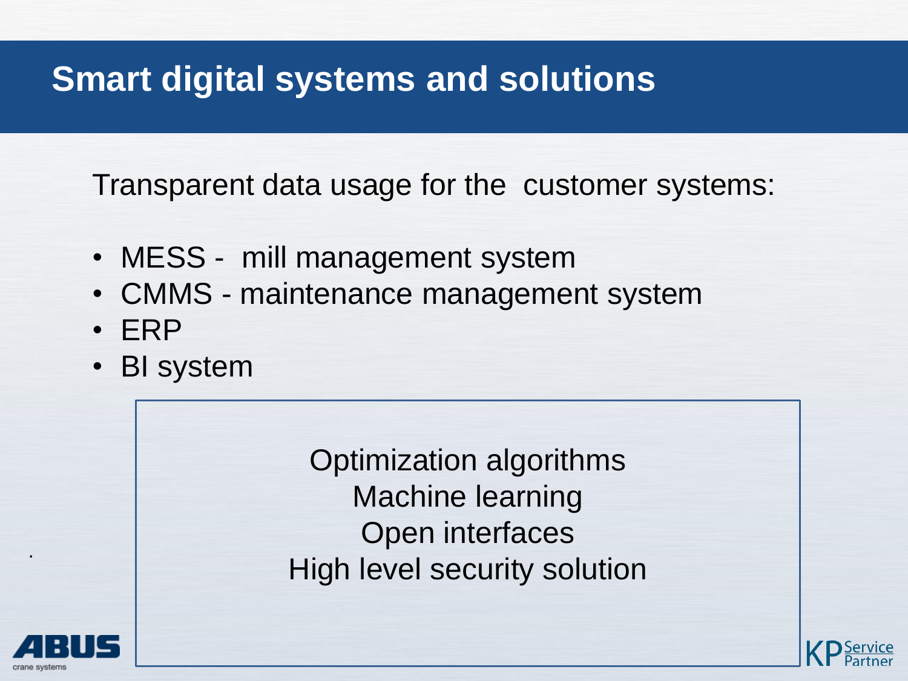# Smart digital systems and solutions

Transparent data usage for the customer systems:

- MESS - mill management system
- CMMS - maintenance management system
- ERP
- BI system

Optimization algorithms
Machine learning
Open interfaces
High level security solution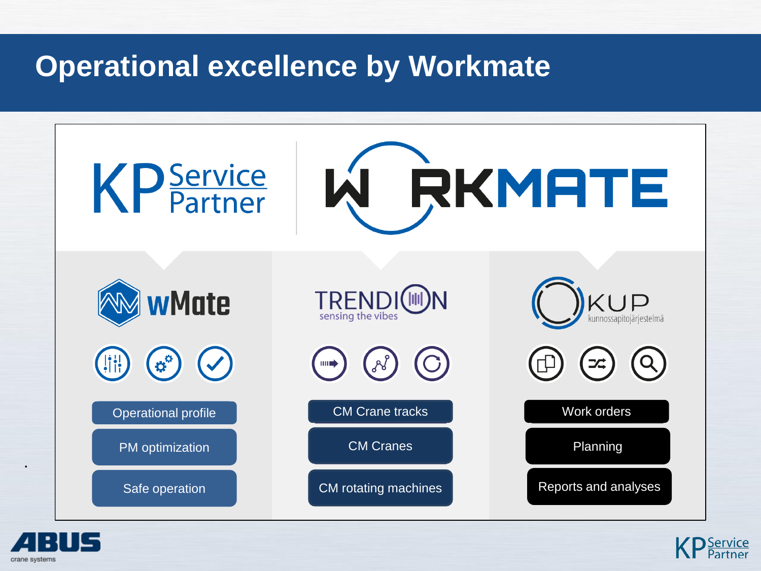# Operational excellence by Workmate

KP Service Partner

WORKMATE

wMate

- Operational profile
- PM optimization
- Safe operation

TRENDION
sensing the vibes

- CM Crane tracks
- CM Cranes
- CM rotating machines

KUP
kunnossapitojärjestelmä

- Work orders
- Planning
- Reports and analyses

ABUS crane systems

KP Service Partner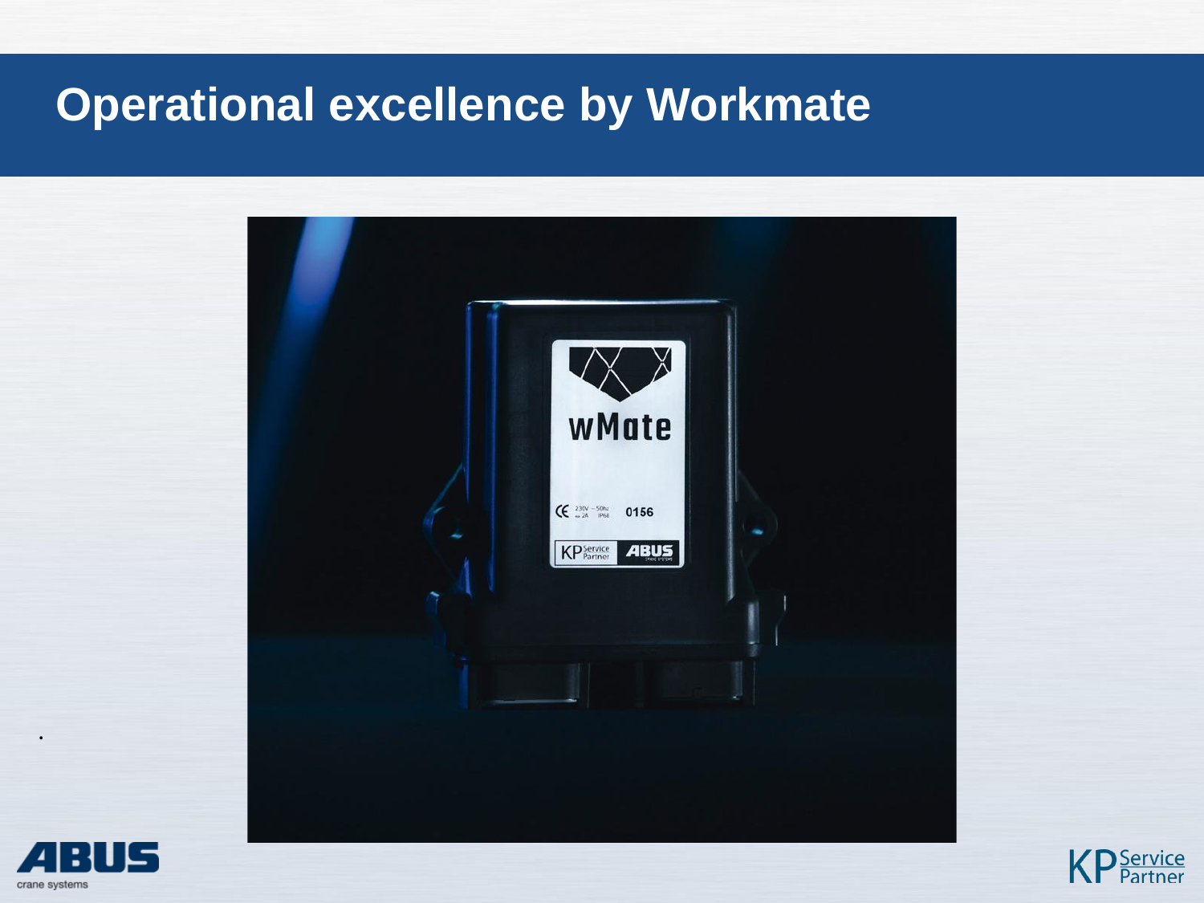# Operational excellence by Workmate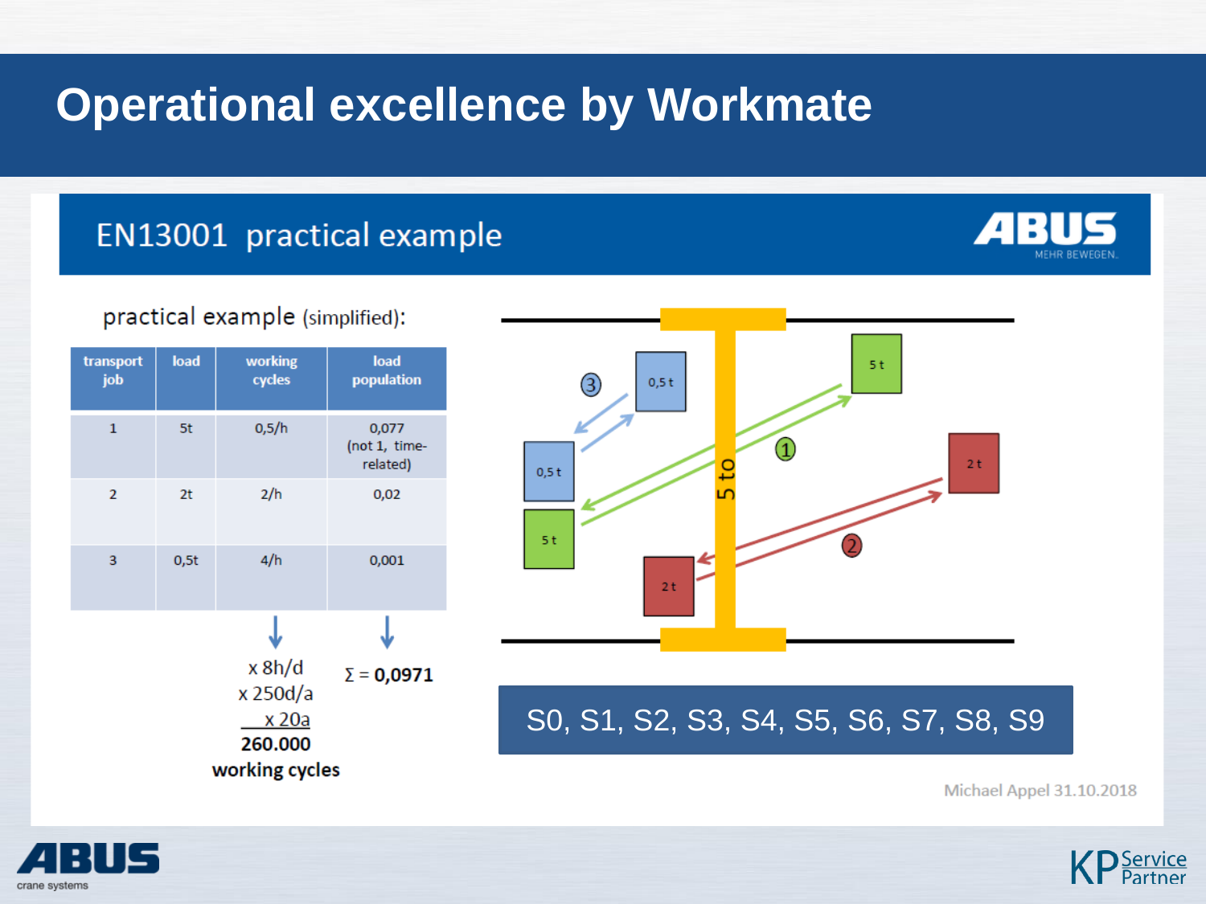# Operational excellence by Workmate

## EN13001 practical example

ABUS MEHR BEWEGEN.

practical example (simplified):

| transport job | load | working cycles | load population |
|---|---|---|---|
| 1 | 5t | 0,5/h | 0,077 (not 1, time-related) |
| 2 | 2t | 2/h | 0,02 |
| 3 | 0,5t | 4/h | 0,001 |

x 8h/d
x 250d/a
x 20a
**260.000 working cycles**

$\Sigma$ = **0,0971**

5 to

① 5 t → 5 t
② 2 t → 2 t
③ 0,5 t → 0,5 t

S0, S1, S2, S3, S4, S5, S6, S7, S8, S9

Michael Appel 31.10.2018

ABUS crane systems

KP Service Partner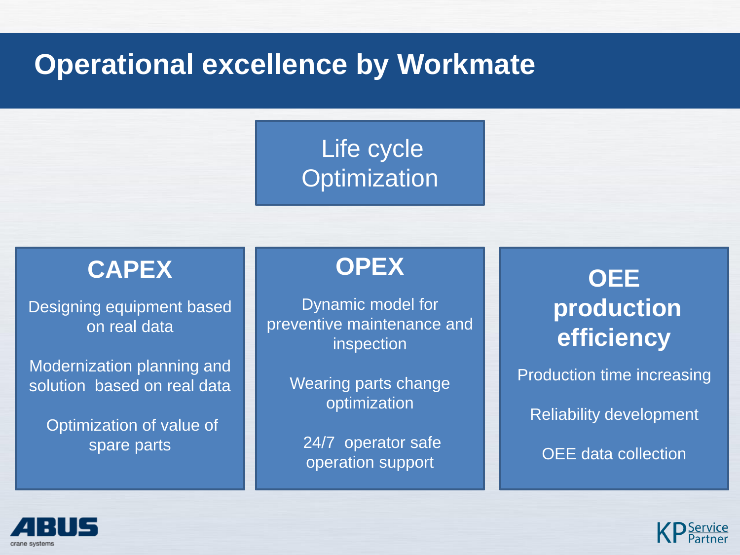# Operational excellence by Workmate

## Life cycle Optimization

### CAPEX

Designing equipment based on real data

Modernization planning and solution based on real data

Optimization of value of spare parts

### OPEX

Dynamic model for preventive maintenance and inspection

Wearing parts change optimization

24/7 operator safe operation support

### OEE production efficiency

Production time increasing

Reliability development

OEE data collection

ABUS crane systems

KP Service Partner